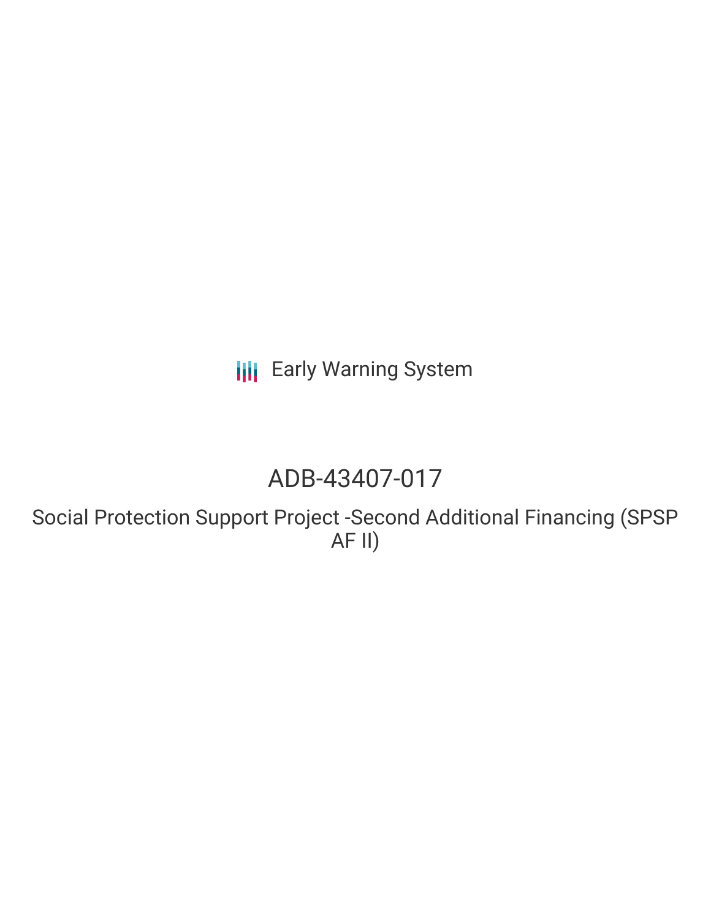Early Warning System

# ADB-43407-017

## Social Protection Support Project -Second Additional Financing (SPSP AF II)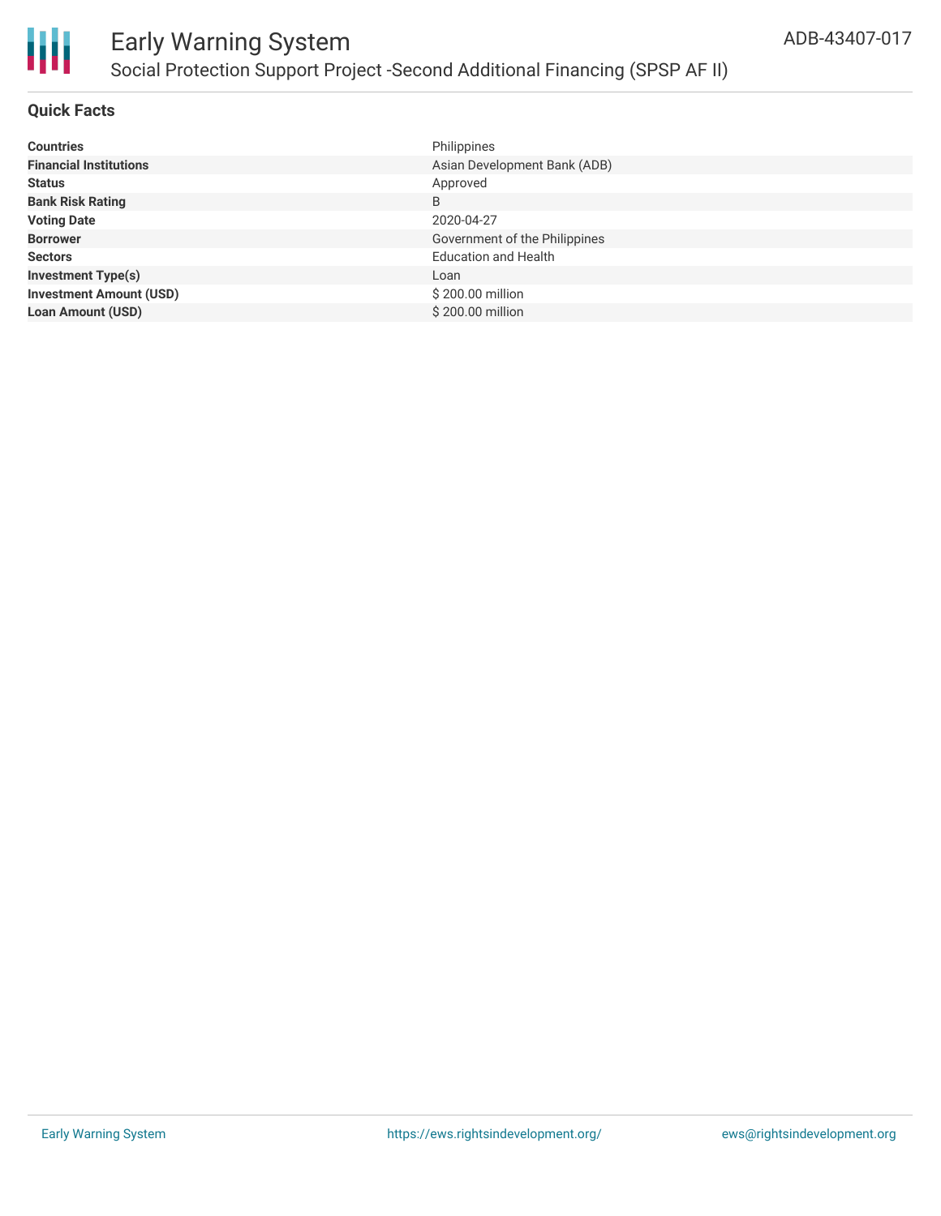# Early Warning System

## Social Protection Support Project -Second Additional Financing (SPSP AF II)

ADB-43407-017

### Quick Facts

| | |
|---|---|
| **Countries** | Philippines |
| **Financial Institutions** | Asian Development Bank (ADB) |
| **Status** | Approved |
| **Bank Risk Rating** | B |
| **Voting Date** | 2020-04-27 |
| **Borrower** | Government of the Philippines |
| **Sectors** | Education and Health |
| **Investment Type(s)** | Loan |
| **Investment Amount (USD)** | $ 200.00 million |
| **Loan Amount (USD)** | $ 200.00 million |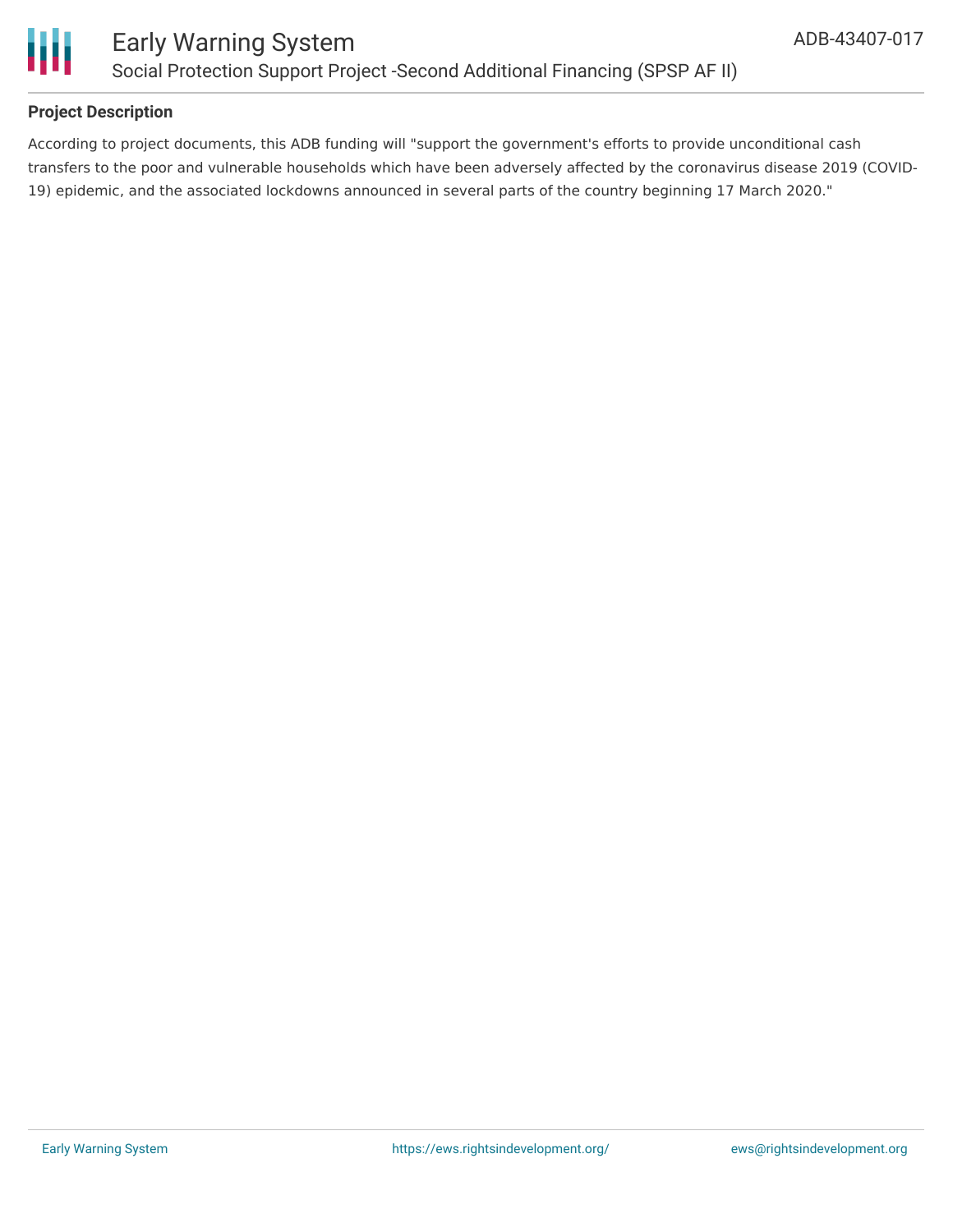### Project Description

According to project documents, this ADB funding will "support the government's efforts to provide unconditional cash transfers to the poor and vulnerable households which have been adversely affected by the coronavirus disease 2019 (COVID-19) epidemic, and the associated lockdowns announced in several parts of the country beginning 17 March 2020."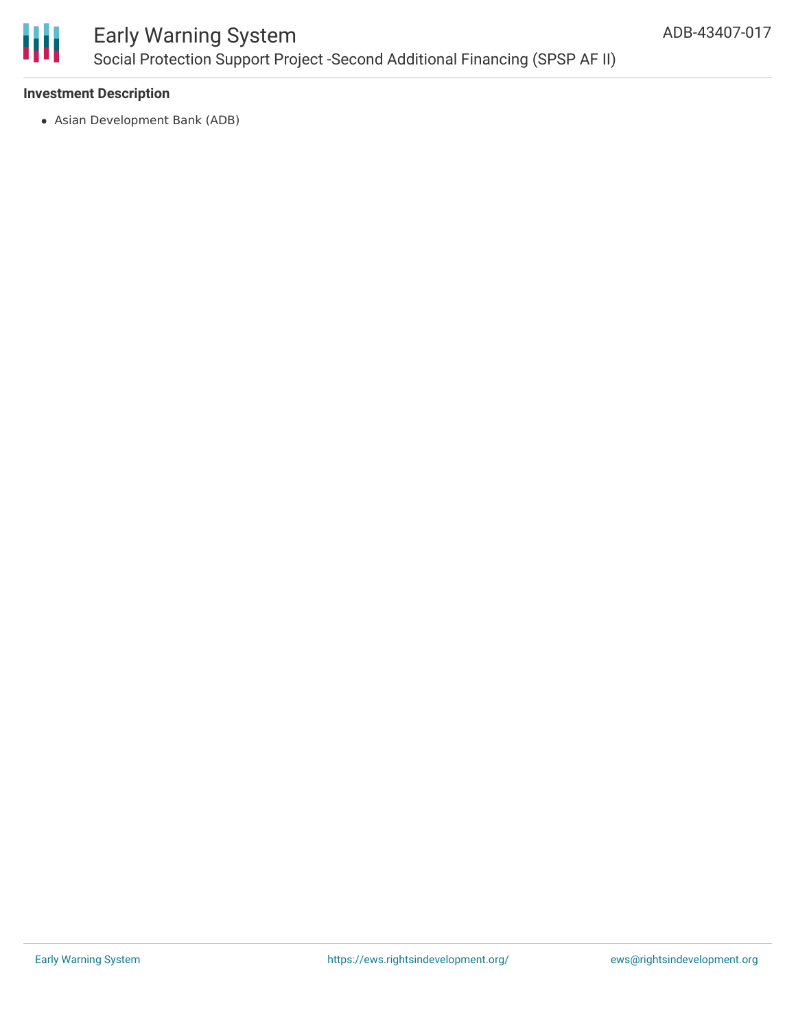### Investment Description

- Asian Development Bank (ADB)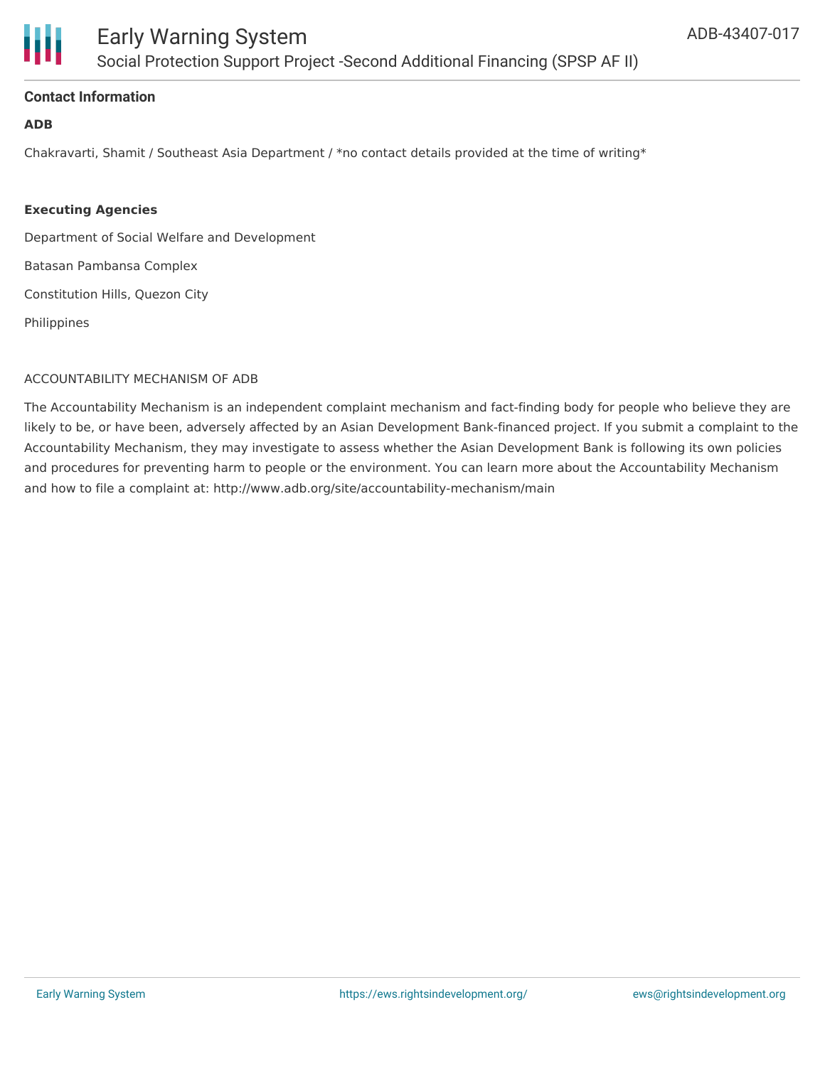#### Contact Information

**ADB**

Chakravarti, Shamit / Southeast Asia Department / *no contact details provided at the time of writing*

**Executing Agencies**

Department of Social Welfare and Development

Batasan Pambansa Complex

Constitution Hills, Quezon City

Philippines

ACCOUNTABILITY MECHANISM OF ADB

The Accountability Mechanism is an independent complaint mechanism and fact-finding body for people who believe they are likely to be, or have been, adversely affected by an Asian Development Bank-financed project. If you submit a complaint to the Accountability Mechanism, they may investigate to assess whether the Asian Development Bank is following its own policies and procedures for preventing harm to people or the environment. You can learn more about the Accountability Mechanism and how to file a complaint at: http://www.adb.org/site/accountability-mechanism/main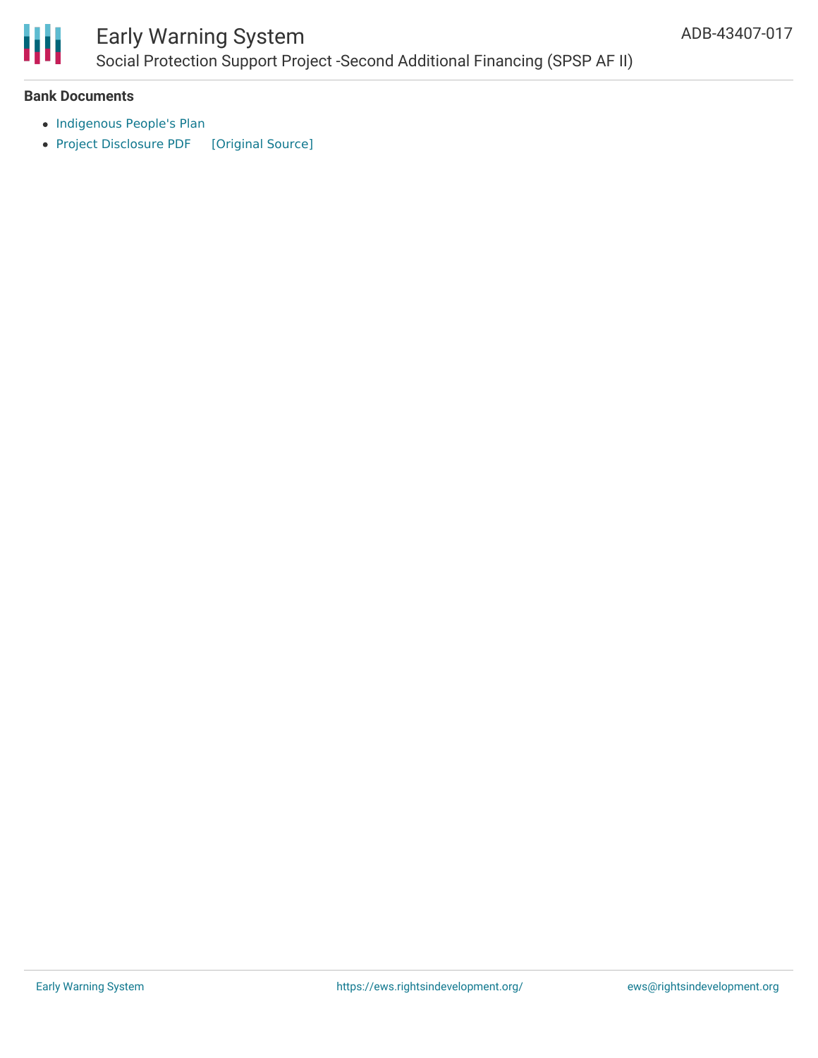**Bank Documents**

- Indigenous People's Plan
- Project Disclosure PDF [Original Source]